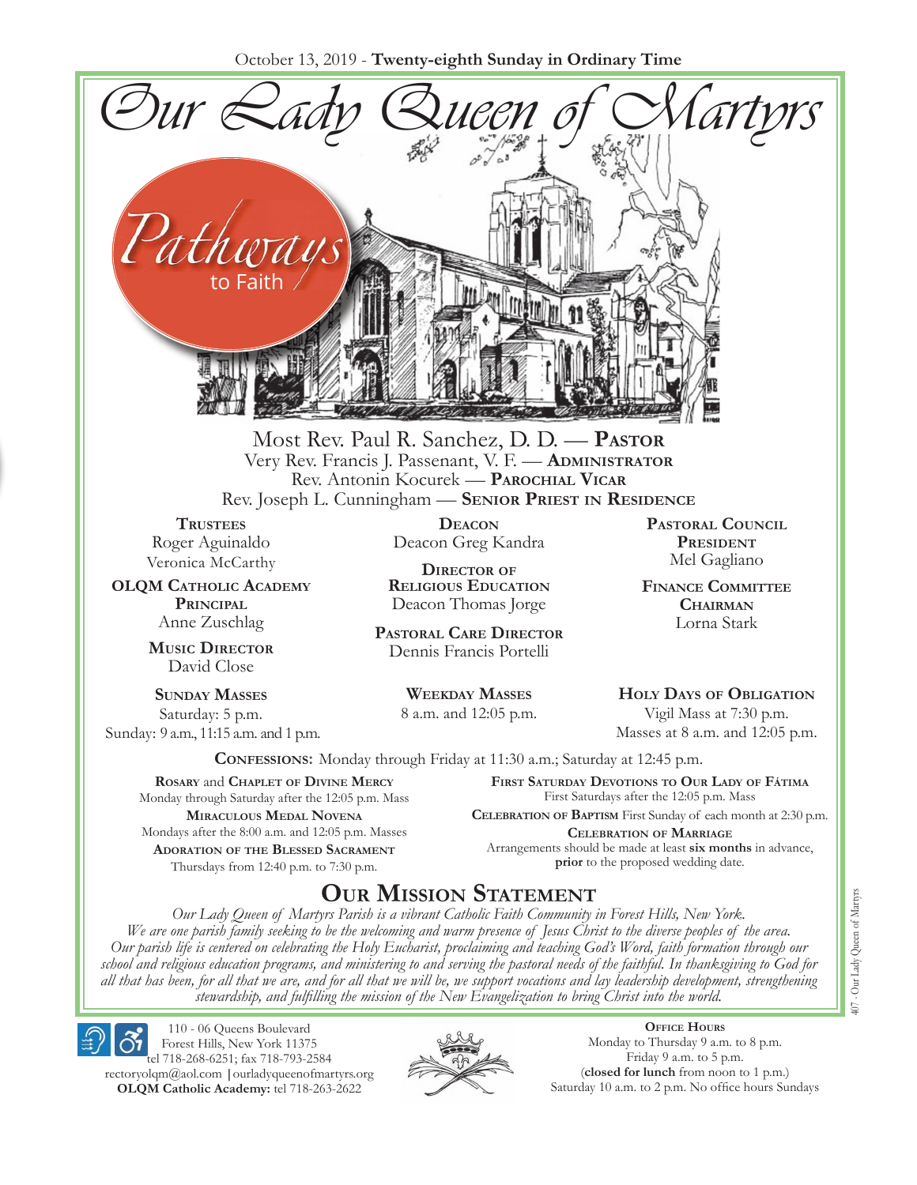October 13, 2019 - **Twenty-eighth Sunday in Ordinary Time**

# Our Lady Queen of Martyrs

## Pathways to Faith

Most Rev. Paul R. Sanchez, D. D. — **Pastor**
Very Rev. Francis J. Passenant, V. F. — **Administrator**
Rev. Antonin Kocurek — **Parochial Vicar**
Rev. Joseph L. Cunningham — **Senior Priest in Residence**

**Trustees**
Roger Aguinaldo
Veronica McCarthy

**OLQM Catholic Academy Principal**
Anne Zuschlag

**Music Director**
David Close

**Deacon**
Deacon Greg Kandra

**Director of Religious Education**
Deacon Thomas Jorge

**Pastoral Care Director**
Dennis Francis Portelli

**Pastoral Council President**
Mel Gagliano

**Finance Committee Chairman**
Lorna Stark

**Sunday Masses**
Saturday: 5 p.m.
Sunday: 9 a.m., 11:15 a.m. and 1 p.m.

**Weekday Masses**
8 a.m. and 12:05 p.m.

**Holy Days of Obligation**
Vigil Mass at 7:30 p.m.
Masses at 8 a.m. and 12:05 p.m.

**Confessions:** Monday through Friday at 11:30 a.m.; Saturday at 12:45 p.m.

**Rosary** and **Chaplet of Divine Mercy**
Monday through Saturday after the 12:05 p.m. Mass

**Miraculous Medal Novena**
Mondays after the 8:00 a.m. and 12:05 p.m. Masses

**Adoration of the Blessed Sacrament**
Thursdays from 12:40 p.m. to 7:30 p.m.

**First Saturday Devotions to Our Lady of Fátima**
First Saturdays after the 12:05 p.m. Mass

**Celebration of Baptism** First Sunday of each month at 2:30 p.m.

**Celebration of Marriage**
Arrangements should be made at least **six months** in advance, **prior** to the proposed wedding date.

## Our Mission Statement

*Our Lady Queen of Martyrs Parish is a vibrant Catholic Faith Community in Forest Hills, New York. We are one parish family seeking to be the welcoming and warm presence of Jesus Christ to the diverse peoples of the area. Our parish life is centered on celebrating the Holy Eucharist, proclaiming and teaching God's Word, faith formation through our school and religious education programs, and ministering to and serving the pastoral needs of the faithful. In thanksgiving to God for all that has been, for all that we are, and for all that we will be, we support vocations and lay leadership development, strengthening stewardship, and fulfilling the mission of the New Evangelization to bring Christ into the world.*

110 - 06 Queens Boulevard
Forest Hills, New York 11375
tel 718-268-6251; fax 718-793-2584
rectoryolqm@aol.com | ourladyqueenofmartyrs.org
**OLQM Catholic Academy:** tel 718-263-2622

**Office Hours**
Monday to Thursday 9 a.m. to 8 p.m.
Friday 9 a.m. to 5 p.m.
(**closed for lunch** from noon to 1 p.m.)
Saturday 10 a.m. to 2 p.m. No office hours Sundays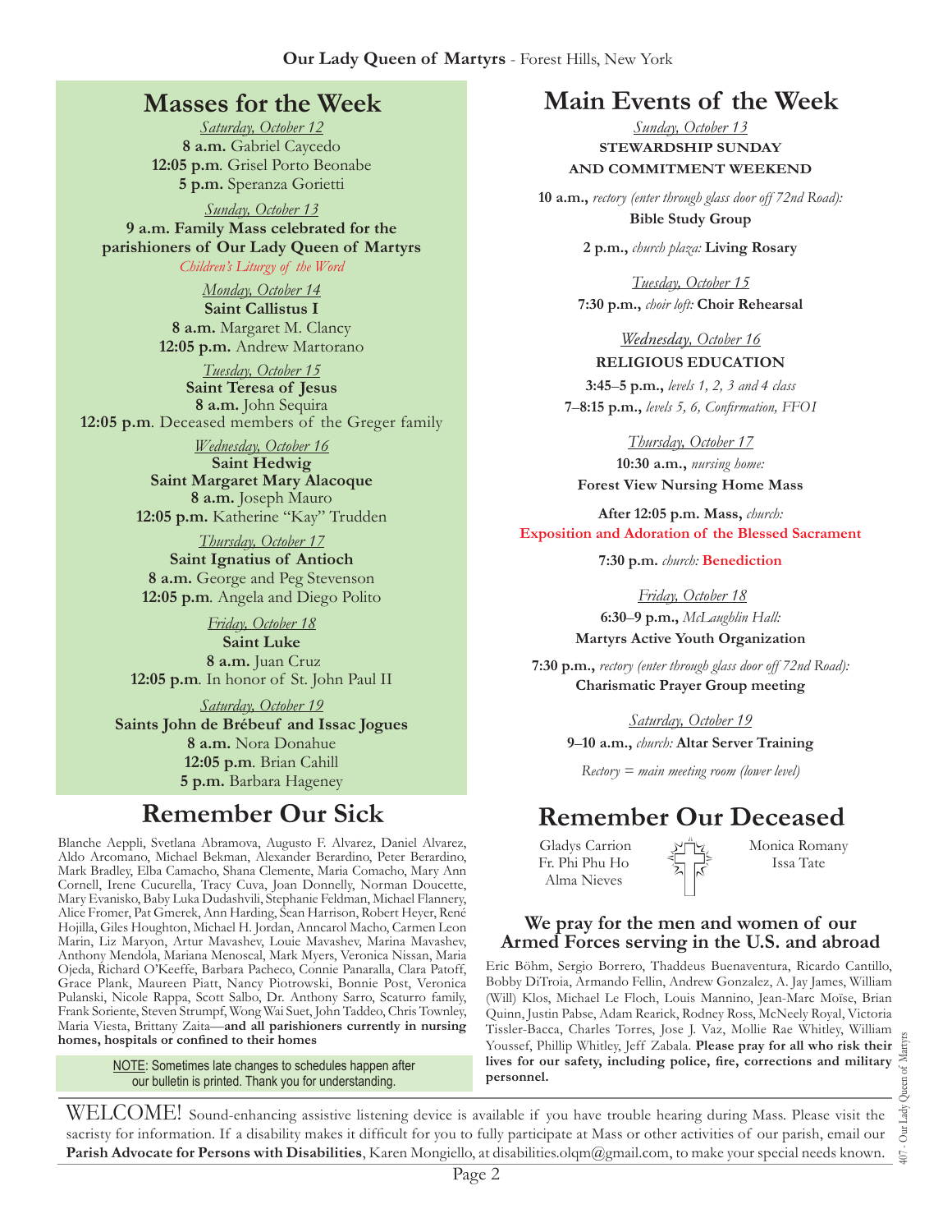## Masses for the Week

*Saturday, October 12*
**8 a.m.** Gabriel Caycedo
**12:05 p.m**. Grisel Porto Beonabe
**5 p.m.** Speranza Gorietti

*Sunday, October 13*
**9 a.m. Family Mass celebrated for the parishioners of Our Lady Queen of Martyrs**
*Children's Liturgy of the Word*

*Monday, October 14*
**Saint Callistus I**
**8 a.m.** Margaret M. Clancy
**12:05 p.m.** Andrew Martorano

*Tuesday, October 15*
**Saint Teresa of Jesus**
**8 a.m.** John Sequira
**12:05 p.m**. Deceased members of the Greger family

*Wednesday, October 16*
**Saint Hedwig**
**Saint Margaret Mary Alacoque**
**8 a.m.** Joseph Mauro
**12:05 p.m.** Katherine "Kay" Trudden

*Thursday, October 17*
**Saint Ignatius of Antioch**
**8 a.m.** George and Peg Stevenson
**12:05 p.m**. Angela and Diego Polito

*Friday, October 18*
**Saint Luke**
**8 a.m.** Juan Cruz
**12:05 p.m**. In honor of St. John Paul II

*Saturday, October 19*
**Saints John de Brébeuf and Issac Jogues**
**8 a.m.** Nora Donahue
**12:05 p.m**. Brian Cahill
**5 p.m.** Barbara Hageney

## Remember Our Sick

Blanche Aeppli, Svetlana Abramova, Augusto F. Alvarez, Daniel Alvarez, Aldo Arcomano, Michael Bekman, Alexander Berardino, Peter Berardino, Mark Bradley, Elba Camacho, Shana Clemente, Maria Comacho, Mary Ann Cornell, Irene Cucurella, Tracy Cuva, Joan Donnelly, Norman Doucette, Mary Evanisko, Baby Luka Dudashvili, Stephanie Feldman, Michael Flannery, Alice Fromer, Pat Gmerek, Ann Harding, Sean Harrison, Robert Heyer, René Hojilla, Giles Houghton, Michael H. Jordan, Anncarol Macho, Carmen Leon Marin, Liz Maryon, Artur Mavashev, Louie Mavashev, Marina Mavashev, Anthony Mendola, Mariana Menoscal, Mark Myers, Veronica Nissan, Maria Ojeda, Richard O'Keeffe, Barbara Pacheco, Connie Panaralla, Clara Patoff, Grace Plank, Maureen Piatt, Nancy Piotrowski, Bonnie Post, Veronica Pulanski, Nicole Rappa, Scott Salbo, Dr. Anthony Sarro, Scaturro family, Frank Soriente, Steven Strumpf, Wong Wai Suet, John Taddeo, Chris Townley, Maria Viesta, Brittany Zaita—**and all parishioners currently in nursing homes, hospitals or confined to their homes**

NOTE: Sometimes late changes to schedules happen after our bulletin is printed. Thank you for understanding.

## Main Events of the Week

*Sunday, October 13*
**STEWARDSHIP SUNDAY AND COMMITMENT WEEKEND**

**10 a.m.,** *rectory (enter through glass door off 72nd Road):* **Bible Study Group**

**2 p.m.,** *church plaza:* **Living Rosary**

*Tuesday, October 15*
**7:30 p.m.,** *choir loft:* **Choir Rehearsal**

*Wednesday, October 16*
**RELIGIOUS EDUCATION**
**3:45–5 p.m.,** *levels 1, 2, 3 and 4 class*
**7–8:15 p.m.,** *levels 5, 6, Confirmation, FFO1*

*Thursday, October 17*
**10:30 a.m.,** *nursing home:* **Forest View Nursing Home Mass**

**After 12:05 p.m. Mass,** *church:* **Exposition and Adoration of the Blessed Sacrament**

**7:30 p.m.** *church:* **Benediction**

*Friday, October 18*
**6:30–9 p.m.,** *McLaughlin Hall:* **Martyrs Active Youth Organization**

**7:30 p.m.,** *rectory (enter through glass door off 72nd Road):* **Charismatic Prayer Group meeting**

*Saturday, October 19*
**9–10 a.m.,** *church:* **Altar Server Training**

*Rectory = main meeting room (lower level)*

## Remember Our Deceased

Gladys Carrion
Fr. Phi Phu Ho
Alma Nieves
Monica Romany
Issa Tate

### We pray for the men and women of our Armed Forces serving in the U.S. and abroad

Eric Böhm, Sergio Borrero, Thaddeus Buenaventura, Ricardo Cantillo, Bobby DiTroia, Armando Fellin, Andrew Gonzalez, A. Jay James, William (Will) Klos, Michael Le Floch, Louis Mannino, Jean-Marc Moïse, Brian Quinn, Justin Pabse, Adam Rearick, Rodney Ross, McNeely Royal, Victoria Tissler-Bacca, Charles Torres, Jose J. Vaz, Mollie Rae Whitley, William Youssef, Phillip Whitley, Jeff Zabala. **Please pray for all who risk their lives for our safety, including police, fire, corrections and military personnel.**

WELCOME! Sound-enhancing assistive listening device is available if you have trouble hearing during Mass. Please visit the sacristy for information. If a disability makes it difficult for you to fully participate at Mass or other activities of our parish, email our **Parish Advocate for Persons with Disabilities**, Karen Mongiello, at disabilities.olqm@gmail.com, to make your special needs known.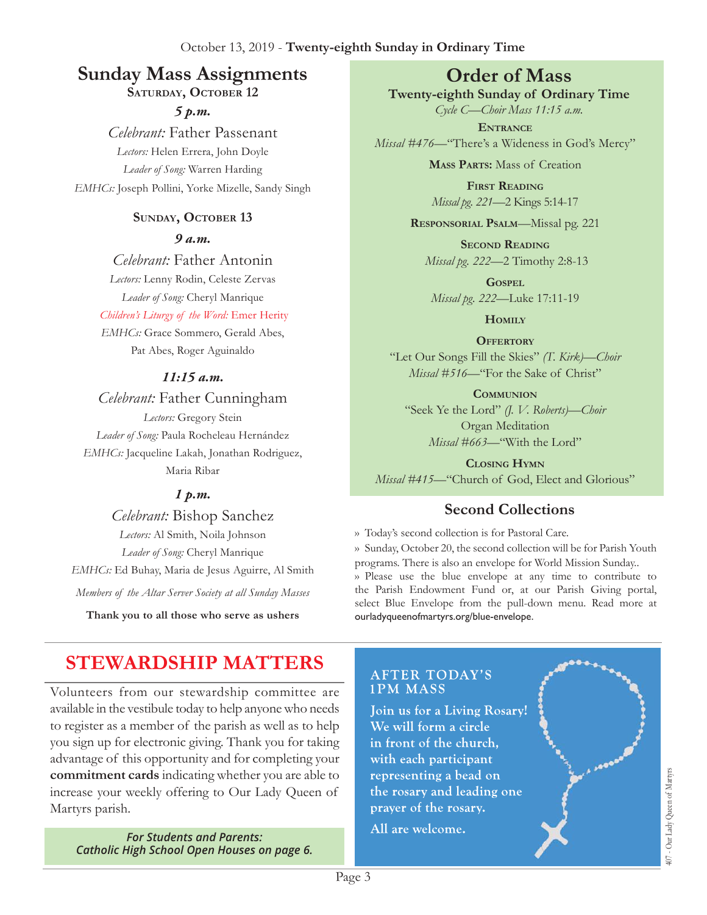October 13, 2019 - **Twenty-eighth Sunday in Ordinary Time**

## Sunday Mass Assignments

**Saturday, October 12**

***5 p.m.***

*Celebrant:* Father Passenant

*Lectors:* Helen Errera, John Doyle

*Leader of Song:* Warren Harding

*EMHCs:* Joseph Pollini, Yorke Mizelle, Sandy Singh

**Sunday, October 13**

***9 a.m.***

*Celebrant:* Father Antonin

*Lectors:* Lenny Rodin, Celeste Zervas

*Leader of Song:* Cheryl Manrique

*Children's Liturgy of the Word:* Emer Herity

*EMHCs:* Grace Sommero, Gerald Abes, Pat Abes, Roger Aguinaldo

***11:15 a.m.***

*Celebrant:* Father Cunningham

*Lectors:* Gregory Stein

*Leader of Song:* Paula Rocheleau Hernández

*EMHCs:* Jacqueline Lakah, Jonathan Rodriguez, Maria Ribar

***1 p.m.***

*Celebrant:* Bishop Sanchez

*Lectors:* Al Smith, Noila Johnson

*Leader of Song:* Cheryl Manrique

*EMHCs:* Ed Buhay, Maria de Jesus Aguirre, Al Smith

*Members of the Altar Server Society at all Sunday Masses*

**Thank you to all those who serve as ushers**

## Order of Mass

**Twenty-eighth Sunday of Ordinary Time**

*Cycle C—Choir Mass 11:15 a.m.*

**Entrance**
*Missal #476*—"There's a Wideness in God's Mercy"

**Mass Parts:** Mass of Creation

**First Reading**
*Missal pg. 221*—2 Kings 5:14-17

**Responsorial Psalm**—Missal pg. 221

**Second Reading**
*Missal pg. 222*—2 Timothy 2:8-13

**Gospel**
*Missal pg. 222*—Luke 17:11-19

**Homily**

**Offertory**
"Let Our Songs Fill the Skies" *(T. Kirk)—Choir*
*Missal #516*—"For the Sake of Christ"

**Communion**
"Seek Ye the Lord" *(J. V. Roberts)—Choir*
Organ Meditation
*Missal #663*—"With the Lord"

**Closing Hymn**
*Missal #415*—"Church of God, Elect and Glorious"

### Second Collections

» Today's second collection is for Pastoral Care.

» Sunday, October 20, the second collection will be for Parish Youth programs. There is also an envelope for World Mission Sunday..

» Please use the blue envelope at any time to contribute to the Parish Endowment Fund or, at our Parish Giving portal, select Blue Envelope from the pull-down menu. Read more at ourladyqueenofmartyrs.org/blue-envelope.

## STEWARDSHIP MATTERS

Volunteers from our stewardship committee are available in the vestibule today to help anyone who needs to register as a member of the parish as well as to help you sign up for electronic giving. Thank you for taking advantage of this opportunity and for completing your **commitment cards** indicating whether you are able to increase your weekly offering to Our Lady Queen of Martyrs parish.

***For Students and Parents: Catholic High School Open Houses on page 6.***

### AFTER TODAY'S 1PM MASS

**Join us for a Living Rosary! We will form a circle in front of the church, with each participant representing a bead on the rosary and leading one prayer of the rosary.**

**All are welcome.**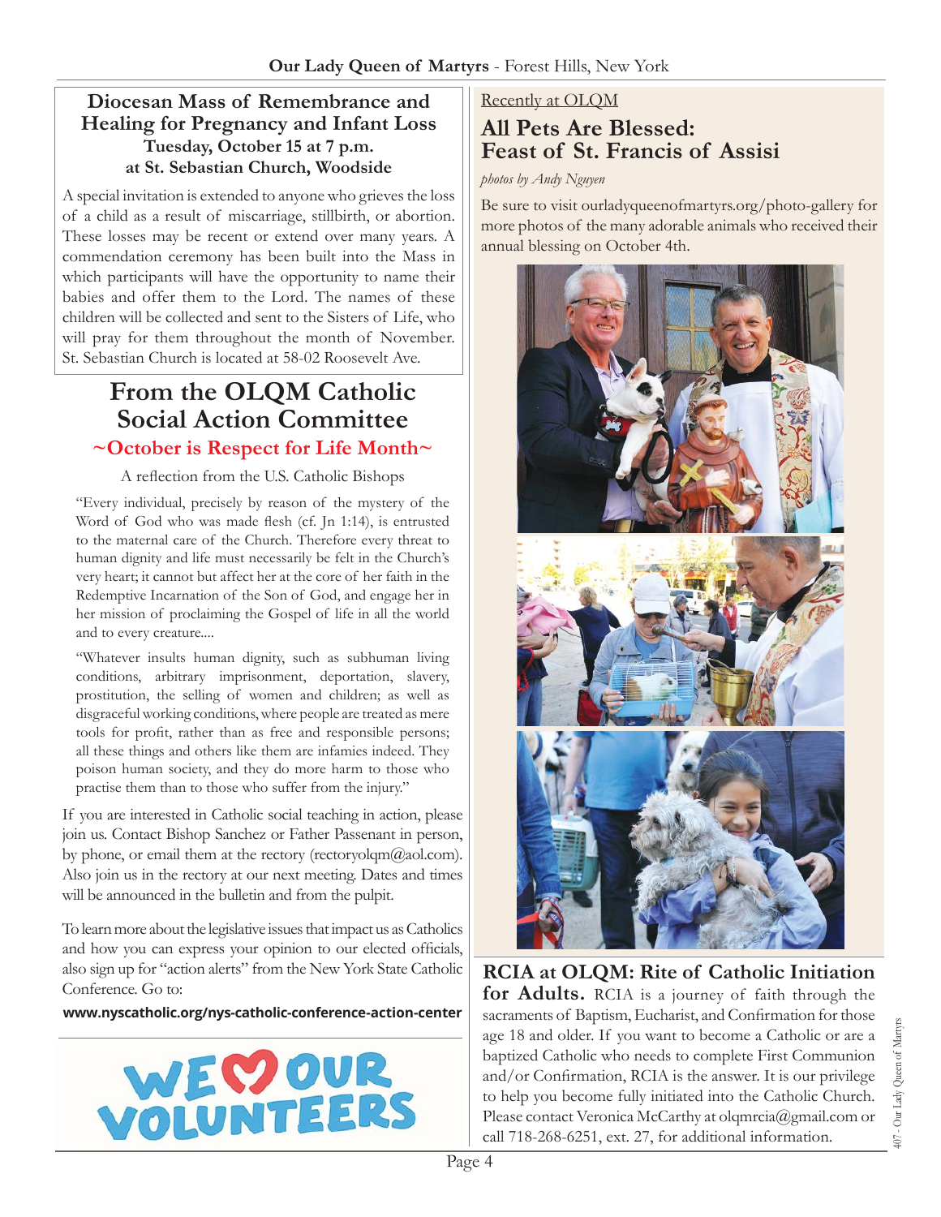## Diocesan Mass of Remembrance and Healing for Pregnancy and Infant Loss

**Tuesday, October 15 at 7 p.m.**
**at St. Sebastian Church, Woodside**

A special invitation is extended to anyone who grieves the loss of a child as a result of miscarriage, stillbirth, or abortion. These losses may be recent or extend over many years. A commendation ceremony has been built into the Mass in which participants will have the opportunity to name their babies and offer them to the Lord. The names of these children will be collected and sent to the Sisters of Life, who will pray for them throughout the month of November. St. Sebastian Church is located at 58-02 Roosevelt Ave.

# From the OLQM Catholic Social Action Committee

## ~October is Respect for Life Month~

A reflection from the U.S. Catholic Bishops

"Every individual, precisely by reason of the mystery of the Word of God who was made flesh (cf. Jn 1:14), is entrusted to the maternal care of the Church. Therefore every threat to human dignity and life must necessarily be felt in the Church's very heart; it cannot but affect her at the core of her faith in the Redemptive Incarnation of the Son of God, and engage her in her mission of proclaiming the Gospel of life in all the world and to every creature....

"Whatever insults human dignity, such as subhuman living conditions, arbitrary imprisonment, deportation, slavery, prostitution, the selling of women and children; as well as disgraceful working conditions, where people are treated as mere tools for profit, rather than as free and responsible persons; all these things and others like them are infamies indeed. They poison human society, and they do more harm to those who practise them than to those who suffer from the injury."

If you are interested in Catholic social teaching in action, please join us. Contact Bishop Sanchez or Father Passenant in person, by phone, or email them at the rectory (rectoryolqm@aol.com). Also join us in the rectory at our next meeting. Dates and times will be announced in the bulletin and from the pulpit.

To learn more about the legislative issues that impact us as Catholics and how you can express your opinion to our elected officials, also sign up for "action alerts" from the New York State Catholic Conference. Go to:

**www.nyscatholic.org/nys-catholic-conference-action-center**

WE ♥ OUR VOLUNTEERS

Recently at OLQM

## All Pets Are Blessed: Feast of St. Francis of Assisi

*photos by Andy Nguyen*

Be sure to visit ourladyqueenofmartyrs.org/photo-gallery for more photos of the many adorable animals who received their annual blessing on October 4th.

**RCIA at OLQM: Rite of Catholic Initiation for Adults.** RCIA is a journey of faith through the sacraments of Baptism, Eucharist, and Confirmation for those age 18 and older. If you want to become a Catholic or are a baptized Catholic who needs to complete First Communion and/or Confirmation, RCIA is the answer. It is our privilege to help you become fully initiated into the Catholic Church. Please contact Veronica McCarthy at olqmrcia@gmail.com or call 718-268-6251, ext. 27, for additional information.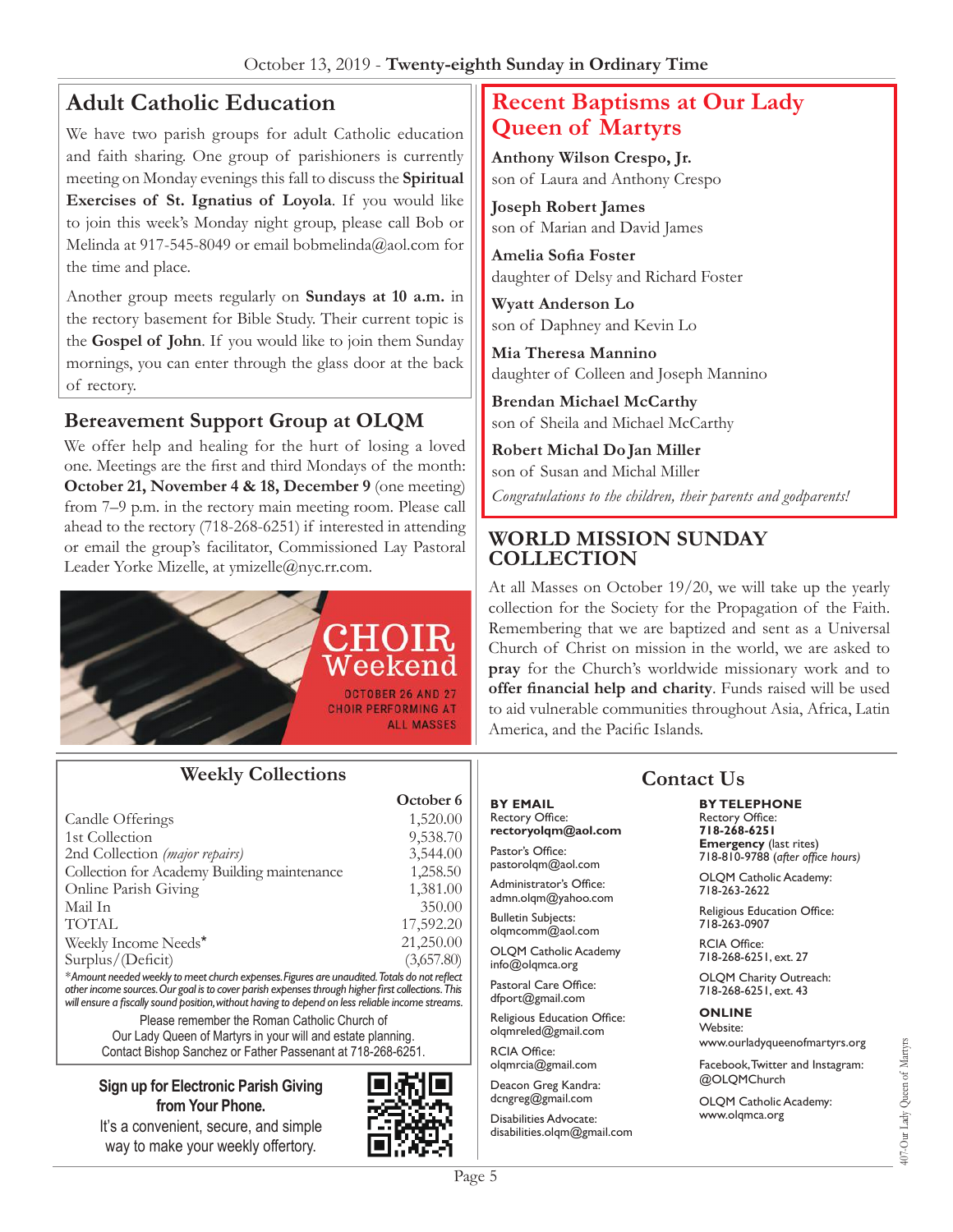October 13, 2019 - **Twenty-eighth Sunday in Ordinary Time**

## Adult Catholic Education

We have two parish groups for adult Catholic education and faith sharing. One group of parishioners is currently meeting on Monday evenings this fall to discuss the **Spiritual Exercises of St. Ignatius of Loyola**. If you would like to join this week's Monday night group, please call Bob or Melinda at 917-545-8049 or email bobmelinda@aol.com for the time and place.

Another group meets regularly on **Sundays at 10 a.m.** in the rectory basement for Bible Study. Their current topic is the **Gospel of John**. If you would like to join them Sunday mornings, you can enter through the glass door at the back of rectory.

## Bereavement Support Group at OLQM

We offer help and healing for the hurt of losing a loved one. Meetings are the first and third Mondays of the month: **October 21, November 4 & 18, December 9** (one meeting) from 7–9 p.m. in the rectory main meeting room. Please call ahead to the rectory (718-268-6251) if interested in attending or email the group's facilitator, Commissioned Lay Pastoral Leader Yorke Mizelle, at ymizelle@nyc.rr.com.

**CHOIR Weekend**
OCTOBER 26 AND 27
CHOIR PERFORMING AT ALL MASSES

## Recent Baptisms at Our Lady Queen of Martyrs

**Anthony Wilson Crespo, Jr.**
son of Laura and Anthony Crespo

**Joseph Robert James**
son of Marian and David James

**Amelia Sofia Foster**
daughter of Delsy and Richard Foster

**Wyatt Anderson Lo**
son of Daphney and Kevin Lo

**Mia Theresa Mannino**
daughter of Colleen and Joseph Mannino

**Brendan Michael McCarthy**
son of Sheila and Michael McCarthy

**Robert Michal Do Jan Miller**
son of Susan and Michal Miller

*Congratulations to the children, their parents and godparents!*

## WORLD MISSION SUNDAY COLLECTION

At all Masses on October 19/20, we will take up the yearly collection for the Society for the Propagation of the Faith. Remembering that we are baptized and sent as a Universal Church of Christ on mission in the world, we are asked to **pray** for the Church's worldwide missionary work and to **offer financial help and charity**. Funds raised will be used to aid vulnerable communities throughout Asia, Africa, Latin America, and the Pacific Islands.

## Weekly Collections

| | October 6 |
|---|---:|
| Candle Offerings | 1,520.00 |
| 1st Collection | 9,538.70 |
| 2nd Collection *(major repairs)* | 3,544.00 |
| Collection for Academy Building maintenance | 1,258.50 |
| Online Parish Giving | 1,381.00 |
| Mail In | 350.00 |
| TOTAL | 17,592.20 |
| Weekly Income Needs* | 21,250.00 |
| Surplus/(Deficit) | (3,657.80) |

*\*Amount needed weekly to meet church expenses. Figures are unaudited. Totals do not reflect other income sources. Our goal is to cover parish expenses through higher first collections. This will ensure a fiscally sound position, without having to depend on less reliable income streams.*

Please remember the Roman Catholic Church of Our Lady Queen of Martyrs in your will and estate planning. Contact Bishop Sanchez or Father Passenant at 718-268-6251.

**Sign up for Electronic Parish Giving from Your Phone.**
It's a convenient, secure, and simple way to make your weekly offertory.

## Contact Us

**BY EMAIL**

Rectory Office: **rectoryolqm@aol.com**

Pastor's Office: pastorolqm@aol.com

Administrator's Office: admn.olqm@yahoo.com

Bulletin Subjects: olqmcomm@aol.com

OLQM Catholic Academy: info@olqmca.org

Pastoral Care Office: dfport@gmail.com

Religious Education Office: olqmreled@gmail.com

RCIA Office: olqmrcia@gmail.com

Deacon Greg Kandra: dcngreg@gmail.com

Disabilities Advocate: disabilities.olqm@gmail.com

**BY TELEPHONE**

Rectory Office: **718-268-6251**

**Emergency** (last rites) 718-810-9788 (*after office hours*)

OLQM Catholic Academy: 718-263-2622

Religious Education Office: 718-263-0907

RCIA Office: 718-268-6251, ext. 27

OLQM Charity Outreach: 718-268-6251, ext. 43

**ONLINE**

Website: www.ourladyqueenofmartyrs.org

Facebook, Twitter and Instagram: @OLQMChurch

OLQM Catholic Academy: www.olqmca.org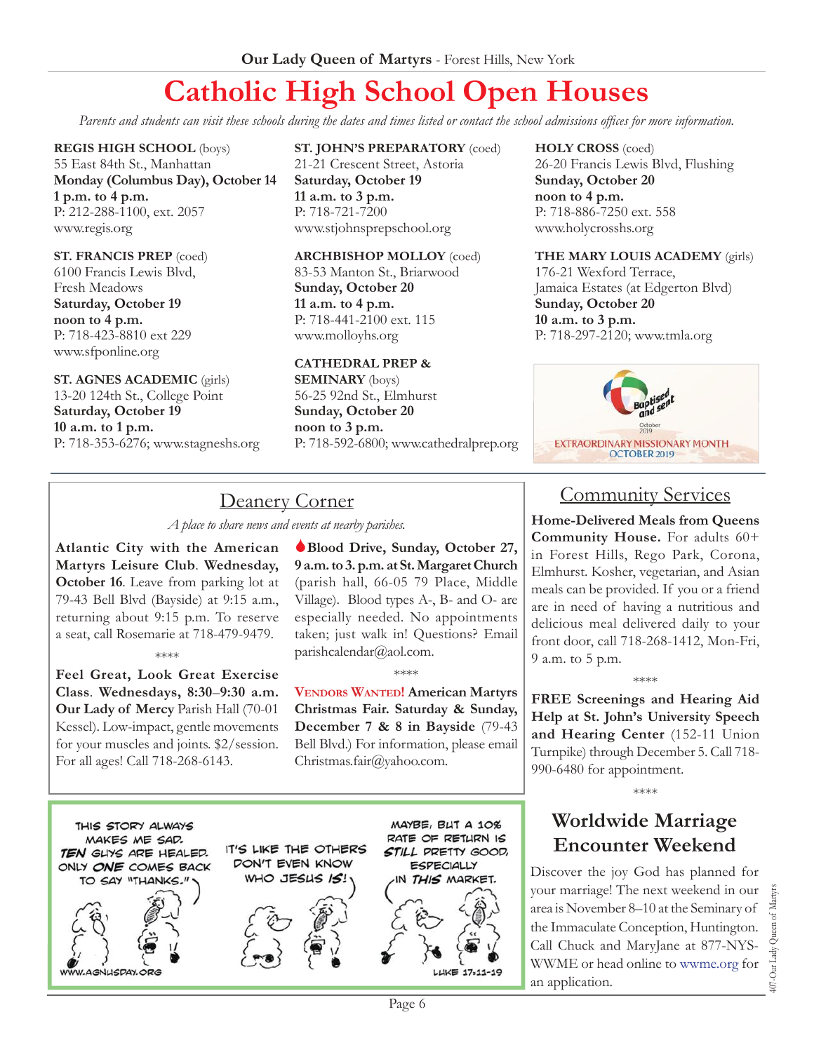# Catholic High School Open Houses

*Parents and students can visit these schools during the dates and times listed or contact the school admissions offices for more information.*

**REGIS HIGH SCHOOL** (boys)
55 East 84th St., Manhattan
**Monday (Columbus Day), October 14**
**1 p.m. to 4 p.m.**
P: 212-288-1100, ext. 2057
www.regis.org

**ST. FRANCIS PREP** (coed)
6100 Francis Lewis Blvd,
Fresh Meadows
**Saturday, October 19**
**noon to 4 p.m.**
P: 718-423-8810 ext 229
www.sfponline.org

**ST. AGNES ACADEMIC** (girls)
13-20 124th St., College Point
**Saturday, October 19**
**10 a.m. to 1 p.m.**
P: 718-353-6276; www.stagneshs.org

**ST. JOHN'S PREPARATORY** (coed)
21-21 Crescent Street, Astoria
**Saturday, October 19**
**11 a.m. to 3 p.m.**
P: 718-721-7200
www.stjohnsprepschool.org

**ARCHBISHOP MOLLOY** (coed)
83-53 Manton St., Briarwood
**Sunday, October 20**
**11 a.m. to 4 p.m.**
P: 718-441-2100 ext. 115
www.molloyhs.org

**CATHEDRAL PREP & SEMINARY** (boys)
56-25 92nd St., Elmhurst
**Sunday, October 20**
**noon to 3 p.m.**
P: 718-592-6800; www.cathedralprep.org

**HOLY CROSS** (coed)
26-20 Francis Lewis Blvd, Flushing
**Sunday, October 20**
**noon to 4 p.m.**
P: 718-886-7250 ext. 558
www.holycrosshs.org

**THE MARY LOUIS ACADEMY** (girls)
176-21 Wexford Terrace,
Jamaica Estates (at Edgerton Blvd)
**Sunday, October 20**
**10 a.m. to 3 p.m.**
P: 718-297-2120; www.tmla.org

Baptised and sent
October 2019
EXTRAORDINARY MISSIONARY MONTH
OCTOBER 2019

## Deanery Corner

*A place to share news and events at nearby parishes.*

**Atlantic City with the American Martyrs Leisure Club**. **Wednesday, October 16**. Leave from parking lot at 79-43 Bell Blvd (Bayside) at 9:15 a.m., returning about 9:15 p.m. To reserve a seat, call Rosemarie at 718-479-9479.

\*\*\*\*

**Feel Great, Look Great Exercise Class**. **Wednesdays, 8:30–9:30 a.m.** **Our Lady of Mercy** Parish Hall (70-01 Kessel). Low-impact, gentle movements for your muscles and joints. $2/session. For all ages! Call 718-268-6143.

**Blood Drive, Sunday, October 27, 9 a.m. to 3. p.m. at St. Margaret Church** (parish hall, 66-05 79 Place, Middle Village). Blood types A-, B- and O- are especially needed. No appointments taken; just walk in! Questions? Email parishcalendar@aol.com.

\*\*\*\*

**VENDORS WANTED! American Martyrs Christmas Fair. Saturday & Sunday, December 7 & 8 in Bayside** (79-43 Bell Blvd.) For information, please email Christmas.fair@yahoo.com.

THIS STORY ALWAYS MAKES ME SAD. *TEN* GUYS ARE HEALED. ONLY *ONE* COMES BACK TO SAY "THANKS."

IT'S LIKE THE OTHERS DON'T EVEN KNOW WHO JESUS *IS!*

MAYBE, BUT A 10% RATE OF RETURN IS *STILL* PRETTY GOOD, ESPECIALLY IN *THIS* MARKET.

WWW.AGNUSDAY.ORG

LUKE 17:11-19

## Community Services

**Home-Delivered Meals from Queens Community House.** For adults 60+ in Forest Hills, Rego Park, Corona, Elmhurst. Kosher, vegetarian, and Asian meals can be provided. If you or a friend are in need of having a nutritious and delicious meal delivered daily to your front door, call 718-268-1412, Mon-Fri, 9 a.m. to 5 p.m.

\*\*\*\*

**FREE Screenings and Hearing Aid Help at St. John's University Speech and Hearing Center** (152-11 Union Turnpike) through December 5. Call 718-990-6480 for appointment.

\*\*\*\*

## Worldwide Marriage Encounter Weekend

Discover the joy God has planned for your marriage! The next weekend in our area is November 8–10 at the Seminary of the Immaculate Conception, Huntington. Call Chuck and MaryJane at 877-NYS-WWME or head online to wwme.org for an application.